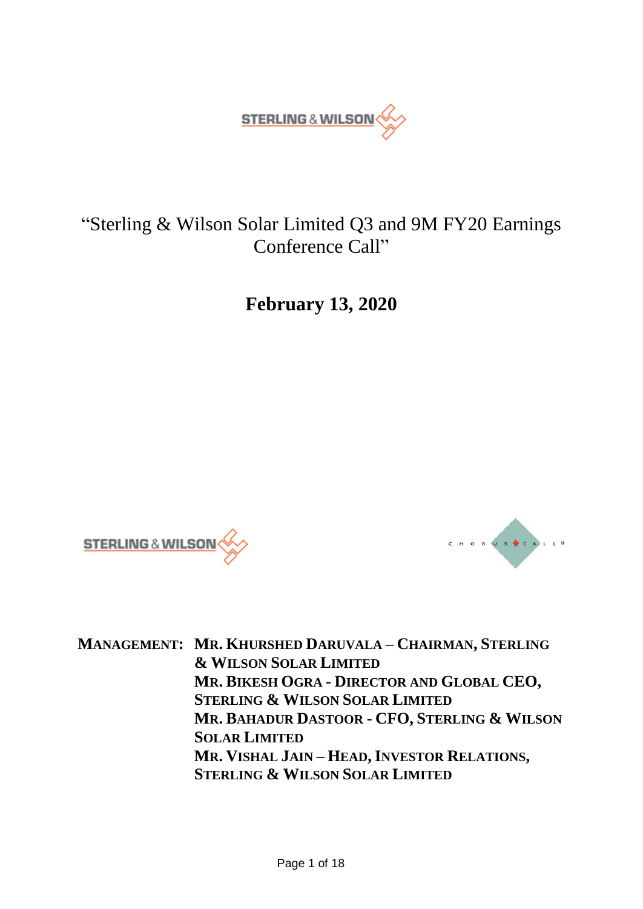# "Sterling & Wilson Solar Limited Q3 and 9M FY20 Earnings Conference Call"

## February 13, 2020

**MANAGEMENT:** **MR. KHURSHED DARUVALA – CHAIRMAN, STERLING & WILSON SOLAR LIMITED**
**MR. BIKESH OGRA - DIRECTOR AND GLOBAL CEO, STERLING & WILSON SOLAR LIMITED**
**MR. BAHADUR DASTOOR - CFO, STERLING & WILSON SOLAR LIMITED**
**MR. VISHAL JAIN – HEAD, INVESTOR RELATIONS, STERLING & WILSON SOLAR LIMITED**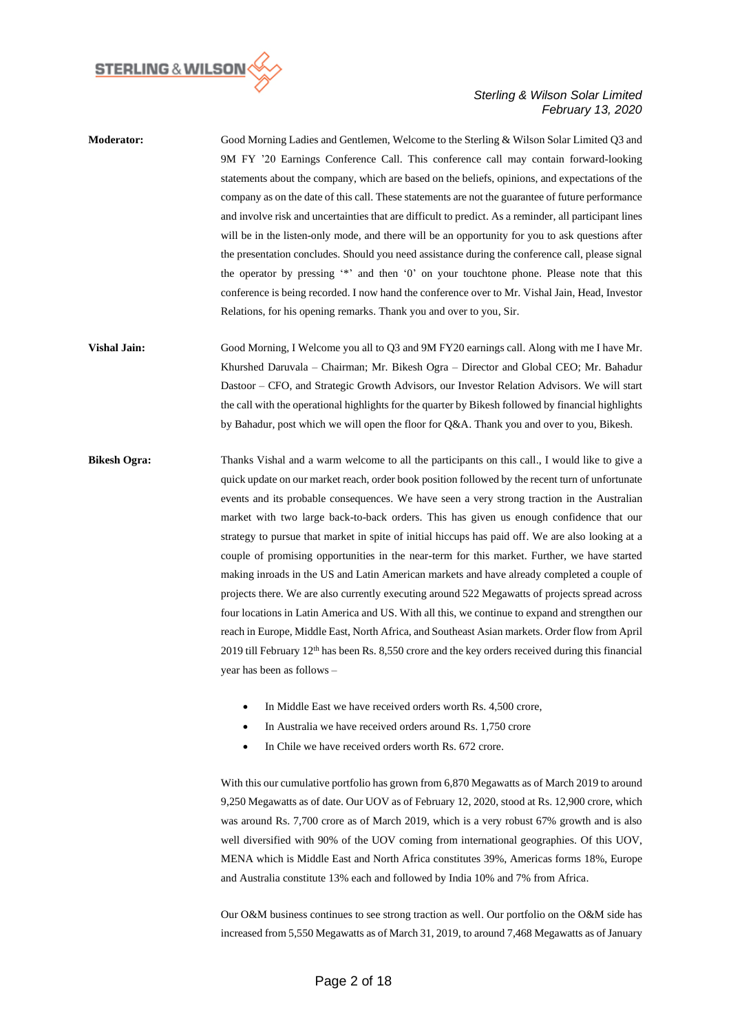**Moderator:** Good Morning Ladies and Gentlemen, Welcome to the Sterling & Wilson Solar Limited Q3 and 9M FY '20 Earnings Conference Call. This conference call may contain forward-looking statements about the company, which are based on the beliefs, opinions, and expectations of the company as on the date of this call. These statements are not the guarantee of future performance and involve risk and uncertainties that are difficult to predict. As a reminder, all participant lines will be in the listen-only mode, and there will be an opportunity for you to ask questions after the presentation concludes. Should you need assistance during the conference call, please signal the operator by pressing '*' and then '0' on your touchtone phone. Please note that this conference is being recorded. I now hand the conference over to Mr. Vishal Jain, Head, Investor Relations, for his opening remarks. Thank you and over to you, Sir.

**Vishal Jain:** Good Morning, I Welcome you all to Q3 and 9M FY20 earnings call. Along with me I have Mr. Khurshed Daruvala – Chairman; Mr. Bikesh Ogra – Director and Global CEO; Mr. Bahadur Dastoor – CFO, and Strategic Growth Advisors, our Investor Relation Advisors. We will start the call with the operational highlights for the quarter by Bikesh followed by financial highlights by Bahadur, post which we will open the floor for Q&A. Thank you and over to you, Bikesh.

**Bikesh Ogra:** Thanks Vishal and a warm welcome to all the participants on this call., I would like to give a quick update on our market reach, order book position followed by the recent turn of unfortunate events and its probable consequences. We have seen a very strong traction in the Australian market with two large back-to-back orders. This has given us enough confidence that our strategy to pursue that market in spite of initial hiccups has paid off. We are also looking at a couple of promising opportunities in the near-term for this market. Further, we have started making inroads in the US and Latin American markets and have already completed a couple of projects there. We are also currently executing around 522 Megawatts of projects spread across four locations in Latin America and US. With all this, we continue to expand and strengthen our reach in Europe, Middle East, North Africa, and Southeast Asian markets. Order flow from April 2019 till February 12th has been Rs. 8,550 crore and the key orders received during this financial year has been as follows –

- In Middle East we have received orders worth Rs. 4,500 crore,
- In Australia we have received orders around Rs. 1,750 crore
- In Chile we have received orders worth Rs. 672 crore.

With this our cumulative portfolio has grown from 6,870 Megawatts as of March 2019 to around 9,250 Megawatts as of date. Our UOV as of February 12, 2020, stood at Rs. 12,900 crore, which was around Rs. 7,700 crore as of March 2019, which is a very robust 67% growth and is also well diversified with 90% of the UOV coming from international geographies. Of this UOV, MENA which is Middle East and North Africa constitutes 39%, Americas forms 18%, Europe and Australia constitute 13% each and followed by India 10% and 7% from Africa.

Our O&M business continues to see strong traction as well. Our portfolio on the O&M side has increased from 5,550 Megawatts as of March 31, 2019, to around 7,468 Megawatts as of January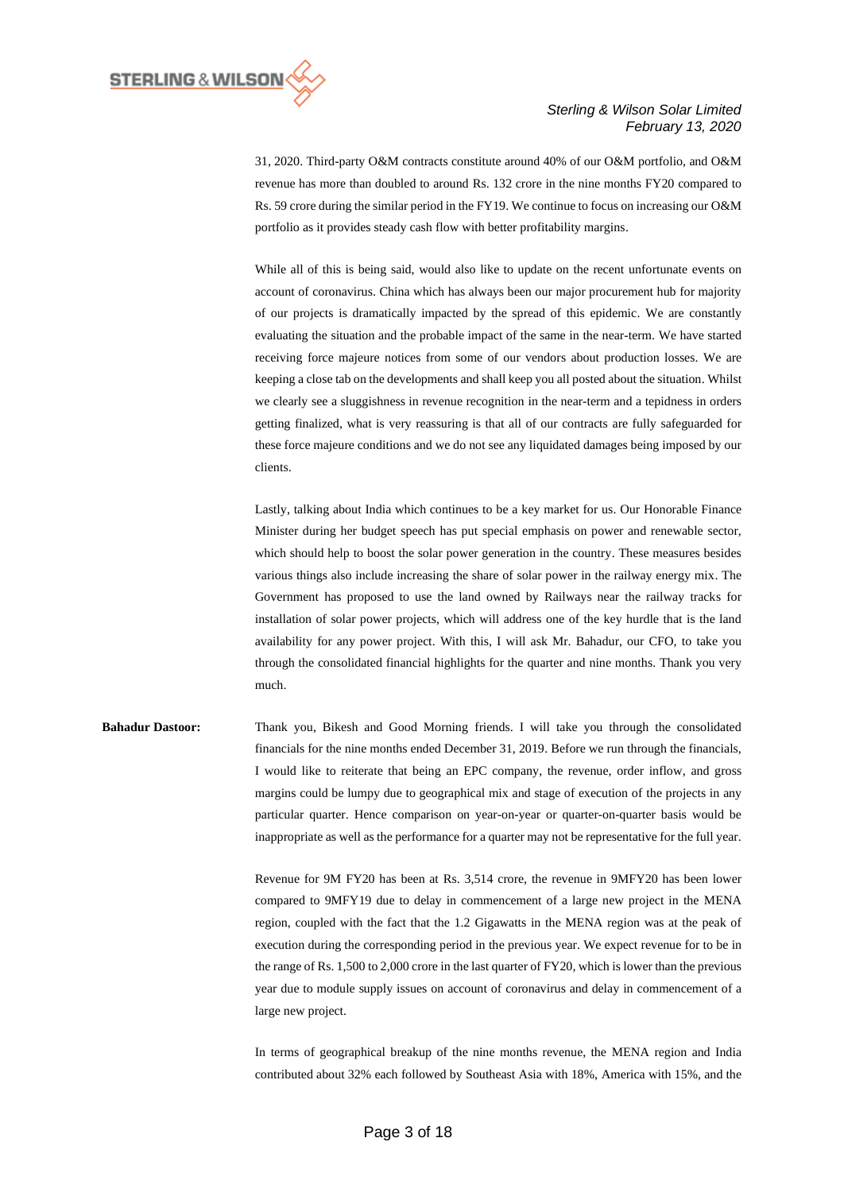31, 2020. Third-party O&M contracts constitute around 40% of our O&M portfolio, and O&M revenue has more than doubled to around Rs. 132 crore in the nine months FY20 compared to Rs. 59 crore during the similar period in the FY19. We continue to focus on increasing our O&M portfolio as it provides steady cash flow with better profitability margins.

While all of this is being said, would also like to update on the recent unfortunate events on account of coronavirus. China which has always been our major procurement hub for majority of our projects is dramatically impacted by the spread of this epidemic. We are constantly evaluating the situation and the probable impact of the same in the near-term. We have started receiving force majeure notices from some of our vendors about production losses. We are keeping a close tab on the developments and shall keep you all posted about the situation. Whilst we clearly see a sluggishness in revenue recognition in the near-term and a tepidness in orders getting finalized, what is very reassuring is that all of our contracts are fully safeguarded for these force majeure conditions and we do not see any liquidated damages being imposed by our clients.

Lastly, talking about India which continues to be a key market for us. Our Honorable Finance Minister during her budget speech has put special emphasis on power and renewable sector, which should help to boost the solar power generation in the country. These measures besides various things also include increasing the share of solar power in the railway energy mix. The Government has proposed to use the land owned by Railways near the railway tracks for installation of solar power projects, which will address one of the key hurdle that is the land availability for any power project. With this, I will ask Mr. Bahadur, our CFO, to take you through the consolidated financial highlights for the quarter and nine months. Thank you very much.

**Bahadur Dastoor:** Thank you, Bikesh and Good Morning friends. I will take you through the consolidated financials for the nine months ended December 31, 2019. Before we run through the financials, I would like to reiterate that being an EPC company, the revenue, order inflow, and gross margins could be lumpy due to geographical mix and stage of execution of the projects in any particular quarter. Hence comparison on year-on-year or quarter-on-quarter basis would be inappropriate as well as the performance for a quarter may not be representative for the full year.

Revenue for 9M FY20 has been at Rs. 3,514 crore, the revenue in 9MFY20 has been lower compared to 9MFY19 due to delay in commencement of a large new project in the MENA region, coupled with the fact that the 1.2 Gigawatts in the MENA region was at the peak of execution during the corresponding period in the previous year. We expect revenue for to be in the range of Rs. 1,500 to 2,000 crore in the last quarter of FY20, which is lower than the previous year due to module supply issues on account of coronavirus and delay in commencement of a large new project.

In terms of geographical breakup of the nine months revenue, the MENA region and India contributed about 32% each followed by Southeast Asia with 18%, America with 15%, and the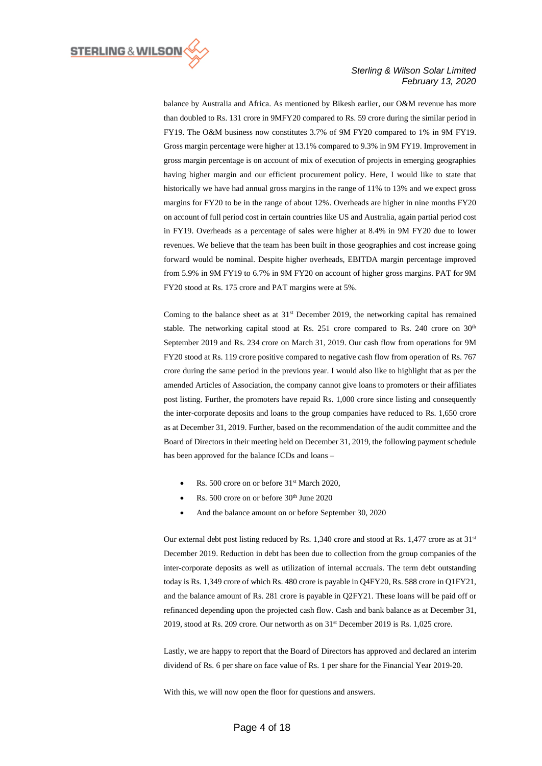balance by Australia and Africa. As mentioned by Bikesh earlier, our O&M revenue has more than doubled to Rs. 131 crore in 9MFY20 compared to Rs. 59 crore during the similar period in FY19. The O&M business now constitutes 3.7% of 9M FY20 compared to 1% in 9M FY19. Gross margin percentage were higher at 13.1% compared to 9.3% in 9M FY19. Improvement in gross margin percentage is on account of mix of execution of projects in emerging geographies having higher margin and our efficient procurement policy. Here, I would like to state that historically we have had annual gross margins in the range of 11% to 13% and we expect gross margins for FY20 to be in the range of about 12%. Overheads are higher in nine months FY20 on account of full period cost in certain countries like US and Australia, again partial period cost in FY19. Overheads as a percentage of sales were higher at 8.4% in 9M FY20 due to lower revenues. We believe that the team has been built in those geographies and cost increase going forward would be nominal. Despite higher overheads, EBITDA margin percentage improved from 5.9% in 9M FY19 to 6.7% in 9M FY20 on account of higher gross margins. PAT for 9M FY20 stood at Rs. 175 crore and PAT margins were at 5%.

Coming to the balance sheet as at 31st December 2019, the networking capital has remained stable. The networking capital stood at Rs. 251 crore compared to Rs. 240 crore on 30th September 2019 and Rs. 234 crore on March 31, 2019. Our cash flow from operations for 9M FY20 stood at Rs. 119 crore positive compared to negative cash flow from operation of Rs. 767 crore during the same period in the previous year. I would also like to highlight that as per the amended Articles of Association, the company cannot give loans to promoters or their affiliates post listing. Further, the promoters have repaid Rs. 1,000 crore since listing and consequently the inter-corporate deposits and loans to the group companies have reduced to Rs. 1,650 crore as at December 31, 2019. Further, based on the recommendation of the audit committee and the Board of Directors in their meeting held on December 31, 2019, the following payment schedule has been approved for the balance ICDs and loans –

- Rs. 500 crore on or before 31st March 2020,
- Rs. 500 crore on or before 30th June 2020
- And the balance amount on or before September 30, 2020

Our external debt post listing reduced by Rs. 1,340 crore and stood at Rs. 1,477 crore as at 31st December 2019. Reduction in debt has been due to collection from the group companies of the inter-corporate deposits as well as utilization of internal accruals. The term debt outstanding today is Rs. 1,349 crore of which Rs. 480 crore is payable in Q4FY20, Rs. 588 crore in Q1FY21, and the balance amount of Rs. 281 crore is payable in Q2FY21. These loans will be paid off or refinanced depending upon the projected cash flow. Cash and bank balance as at December 31, 2019, stood at Rs. 209 crore. Our networth as on 31st December 2019 is Rs. 1,025 crore.

Lastly, we are happy to report that the Board of Directors has approved and declared an interim dividend of Rs. 6 per share on face value of Rs. 1 per share for the Financial Year 2019-20.

With this, we will now open the floor for questions and answers.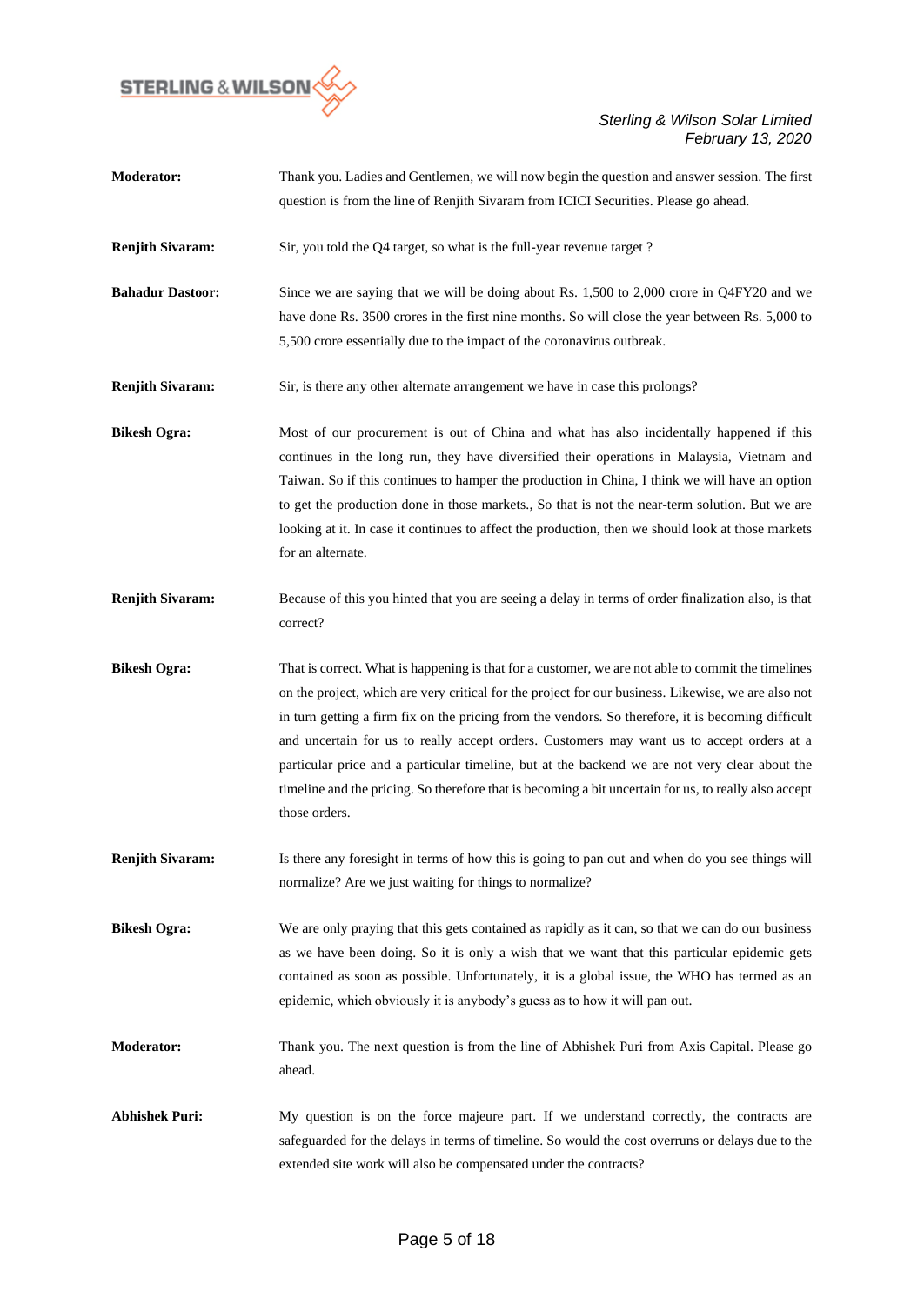**Moderator:** Thank you. Ladies and Gentlemen, we will now begin the question and answer session. The first question is from the line of Renjith Sivaram from ICICI Securities. Please go ahead.

**Renjith Sivaram:** Sir, you told the Q4 target, so what is the full-year revenue target ?

**Bahadur Dastoor:** Since we are saying that we will be doing about Rs. 1,500 to 2,000 crore in Q4FY20 and we have done Rs. 3500 crores in the first nine months. So will close the year between Rs. 5,000 to 5,500 crore essentially due to the impact of the coronavirus outbreak.

**Renjith Sivaram:** Sir, is there any other alternate arrangement we have in case this prolongs?

**Bikesh Ogra:** Most of our procurement is out of China and what has also incidentally happened if this continues in the long run, they have diversified their operations in Malaysia, Vietnam and Taiwan. So if this continues to hamper the production in China, I think we will have an option to get the production done in those markets., So that is not the near-term solution. But we are looking at it. In case it continues to affect the production, then we should look at those markets for an alternate.

**Renjith Sivaram:** Because of this you hinted that you are seeing a delay in terms of order finalization also, is that correct?

**Bikesh Ogra:** That is correct. What is happening is that for a customer, we are not able to commit the timelines on the project, which are very critical for the project for our business. Likewise, we are also not in turn getting a firm fix on the pricing from the vendors. So therefore, it is becoming difficult and uncertain for us to really accept orders. Customers may want us to accept orders at a particular price and a particular timeline, but at the backend we are not very clear about the timeline and the pricing. So therefore that is becoming a bit uncertain for us, to really also accept those orders.

**Renjith Sivaram:** Is there any foresight in terms of how this is going to pan out and when do you see things will normalize? Are we just waiting for things to normalize?

**Bikesh Ogra:** We are only praying that this gets contained as rapidly as it can, so that we can do our business as we have been doing. So it is only a wish that we want that this particular epidemic gets contained as soon as possible. Unfortunately, it is a global issue, the WHO has termed as an epidemic, which obviously it is anybody's guess as to how it will pan out.

**Moderator:** Thank you. The next question is from the line of Abhishek Puri from Axis Capital. Please go ahead.

**Abhishek Puri:** My question is on the force majeure part. If we understand correctly, the contracts are safeguarded for the delays in terms of timeline. So would the cost overruns or delays due to the extended site work will also be compensated under the contracts?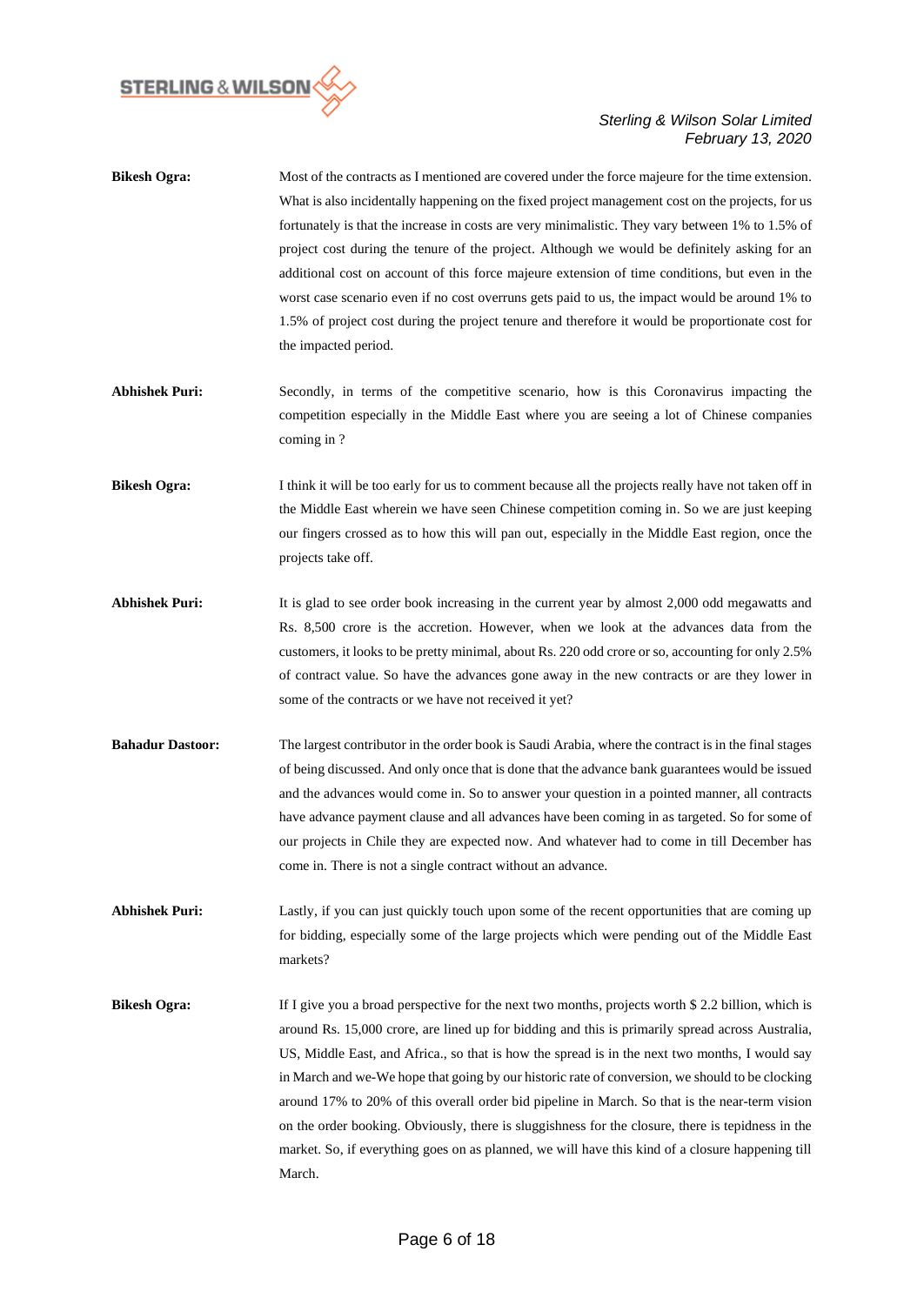**Bikesh Ogra:** Most of the contracts as I mentioned are covered under the force majeure for the time extension. What is also incidentally happening on the fixed project management cost on the projects, for us fortunately is that the increase in costs are very minimalistic. They vary between 1% to 1.5% of project cost during the tenure of the project. Although we would be definitely asking for an additional cost on account of this force majeure extension of time conditions, but even in the worst case scenario even if no cost overruns gets paid to us, the impact would be around 1% to 1.5% of project cost during the project tenure and therefore it would be proportionate cost for the impacted period.

**Abhishek Puri:** Secondly, in terms of the competitive scenario, how is this Coronavirus impacting the competition especially in the Middle East where you are seeing a lot of Chinese companies coming in ?

**Bikesh Ogra:** I think it will be too early for us to comment because all the projects really have not taken off in the Middle East wherein we have seen Chinese competition coming in. So we are just keeping our fingers crossed as to how this will pan out, especially in the Middle East region, once the projects take off.

**Abhishek Puri:** It is glad to see order book increasing in the current year by almost 2,000 odd megawatts and Rs. 8,500 crore is the accretion. However, when we look at the advances data from the customers, it looks to be pretty minimal, about Rs. 220 odd crore or so, accounting for only 2.5% of contract value. So have the advances gone away in the new contracts or are they lower in some of the contracts or we have not received it yet?

**Bahadur Dastoor:** The largest contributor in the order book is Saudi Arabia, where the contract is in the final stages of being discussed. And only once that is done that the advance bank guarantees would be issued and the advances would come in. So to answer your question in a pointed manner, all contracts have advance payment clause and all advances have been coming in as targeted. So for some of our projects in Chile they are expected now. And whatever had to come in till December has come in. There is not a single contract without an advance.

**Abhishek Puri:** Lastly, if you can just quickly touch upon some of the recent opportunities that are coming up for bidding, especially some of the large projects which were pending out of the Middle East markets?

**Bikesh Ogra:** If I give you a broad perspective for the next two months, projects worth $ 2.2 billion, which is around Rs. 15,000 crore, are lined up for bidding and this is primarily spread across Australia, US, Middle East, and Africa., so that is how the spread is in the next two months, I would say in March and we-We hope that going by our historic rate of conversion, we should to be clocking around 17% to 20% of this overall order bid pipeline in March. So that is the near-term vision on the order booking. Obviously, there is sluggishness for the closure, there is tepidness in the market. So, if everything goes on as planned, we will have this kind of a closure happening till March.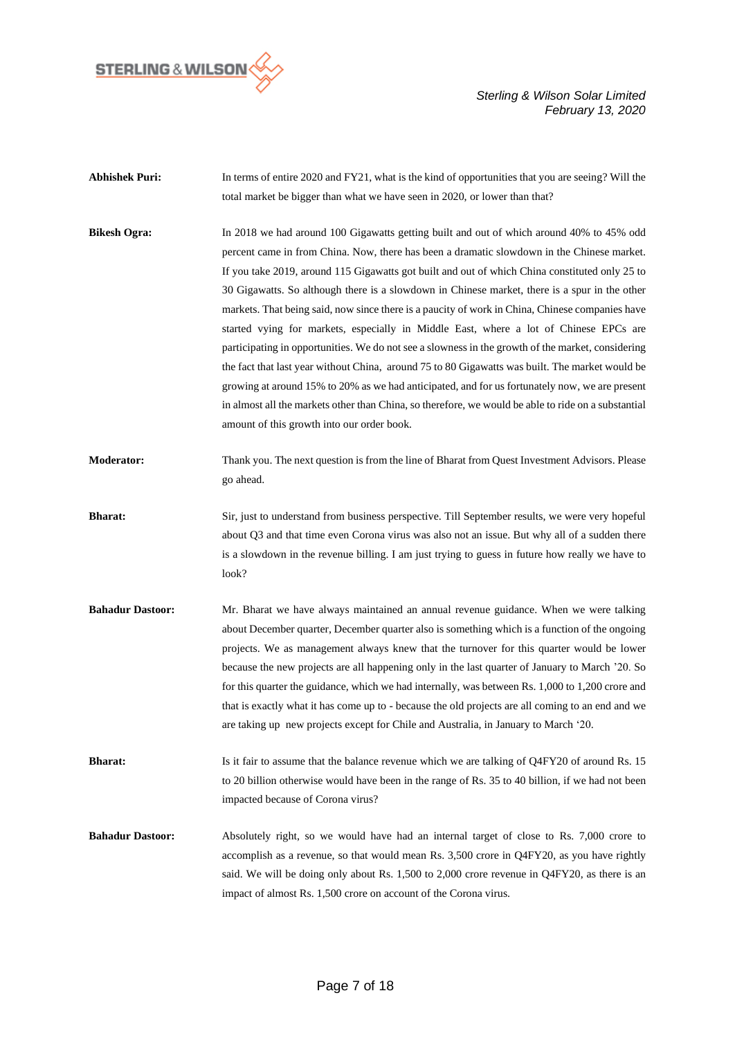**Abhishek Puri:** In terms of entire 2020 and FY21, what is the kind of opportunities that you are seeing? Will the total market be bigger than what we have seen in 2020, or lower than that?

**Bikesh Ogra:** In 2018 we had around 100 Gigawatts getting built and out of which around 40% to 45% odd percent came in from China. Now, there has been a dramatic slowdown in the Chinese market. If you take 2019, around 115 Gigawatts got built and out of which China constituted only 25 to 30 Gigawatts. So although there is a slowdown in Chinese market, there is a spur in the other markets. That being said, now since there is a paucity of work in China, Chinese companies have started vying for markets, especially in Middle East, where a lot of Chinese EPCs are participating in opportunities. We do not see a slowness in the growth of the market, considering the fact that last year without China, around 75 to 80 Gigawatts was built. The market would be growing at around 15% to 20% as we had anticipated, and for us fortunately now, we are present in almost all the markets other than China, so therefore, we would be able to ride on a substantial amount of this growth into our order book.

**Moderator:** Thank you. The next question is from the line of Bharat from Quest Investment Advisors. Please go ahead.

**Bharat:** Sir, just to understand from business perspective. Till September results, we were very hopeful about Q3 and that time even Corona virus was also not an issue. But why all of a sudden there is a slowdown in the revenue billing. I am just trying to guess in future how really we have to look?

**Bahadur Dastoor:** Mr. Bharat we have always maintained an annual revenue guidance. When we were talking about December quarter, December quarter also is something which is a function of the ongoing projects. We as management always knew that the turnover for this quarter would be lower because the new projects are all happening only in the last quarter of January to March '20. So for this quarter the guidance, which we had internally, was between Rs. 1,000 to 1,200 crore and that is exactly what it has come up to - because the old projects are all coming to an end and we are taking up new projects except for Chile and Australia, in January to March '20.

**Bharat:** Is it fair to assume that the balance revenue which we are talking of Q4FY20 of around Rs. 15 to 20 billion otherwise would have been in the range of Rs. 35 to 40 billion, if we had not been impacted because of Corona virus?

**Bahadur Dastoor:** Absolutely right, so we would have had an internal target of close to Rs. 7,000 crore to accomplish as a revenue, so that would mean Rs. 3,500 crore in Q4FY20, as you have rightly said. We will be doing only about Rs. 1,500 to 2,000 crore revenue in Q4FY20, as there is an impact of almost Rs. 1,500 crore on account of the Corona virus.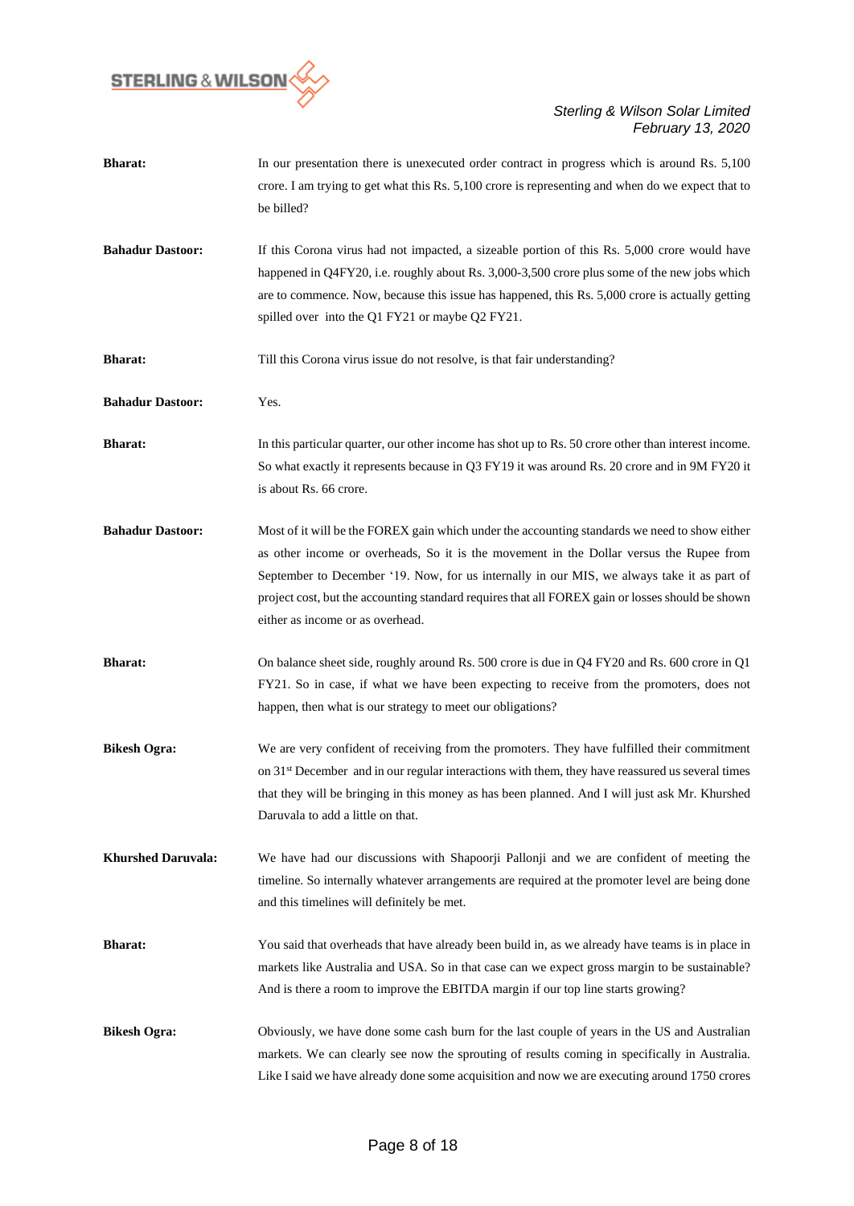**Bharat:** In our presentation there is unexecuted order contract in progress which is around Rs. 5,100 crore. I am trying to get what this Rs. 5,100 crore is representing and when do we expect that to be billed?

**Bahadur Dastoor:** If this Corona virus had not impacted, a sizeable portion of this Rs. 5,000 crore would have happened in Q4FY20, i.e. roughly about Rs. 3,000-3,500 crore plus some of the new jobs which are to commence. Now, because this issue has happened, this Rs. 5,000 crore is actually getting spilled over into the Q1 FY21 or maybe Q2 FY21.

**Bharat:** Till this Corona virus issue do not resolve, is that fair understanding?

**Bahadur Dastoor:** Yes.

**Bharat:** In this particular quarter, our other income has shot up to Rs. 50 crore other than interest income. So what exactly it represents because in Q3 FY19 it was around Rs. 20 crore and in 9M FY20 it is about Rs. 66 crore.

**Bahadur Dastoor:** Most of it will be the FOREX gain which under the accounting standards we need to show either as other income or overheads, So it is the movement in the Dollar versus the Rupee from September to December '19. Now, for us internally in our MIS, we always take it as part of project cost, but the accounting standard requires that all FOREX gain or losses should be shown either as income or as overhead.

**Bharat:** On balance sheet side, roughly around Rs. 500 crore is due in Q4 FY20 and Rs. 600 crore in Q1 FY21. So in case, if what we have been expecting to receive from the promoters, does not happen, then what is our strategy to meet our obligations?

**Bikesh Ogra:** We are very confident of receiving from the promoters. They have fulfilled their commitment on 31st December and in our regular interactions with them, they have reassured us several times that they will be bringing in this money as has been planned. And I will just ask Mr. Khurshed Daruvala to add a little on that.

**Khurshed Daruvala:** We have had our discussions with Shapoorji Pallonji and we are confident of meeting the timeline. So internally whatever arrangements are required at the promoter level are being done and this timelines will definitely be met.

**Bharat:** You said that overheads that have already been build in, as we already have teams is in place in markets like Australia and USA. So in that case can we expect gross margin to be sustainable? And is there a room to improve the EBITDA margin if our top line starts growing?

**Bikesh Ogra:** Obviously, we have done some cash burn for the last couple of years in the US and Australian markets. We can clearly see now the sprouting of results coming in specifically in Australia. Like I said we have already done some acquisition and now we are executing around 1750 crores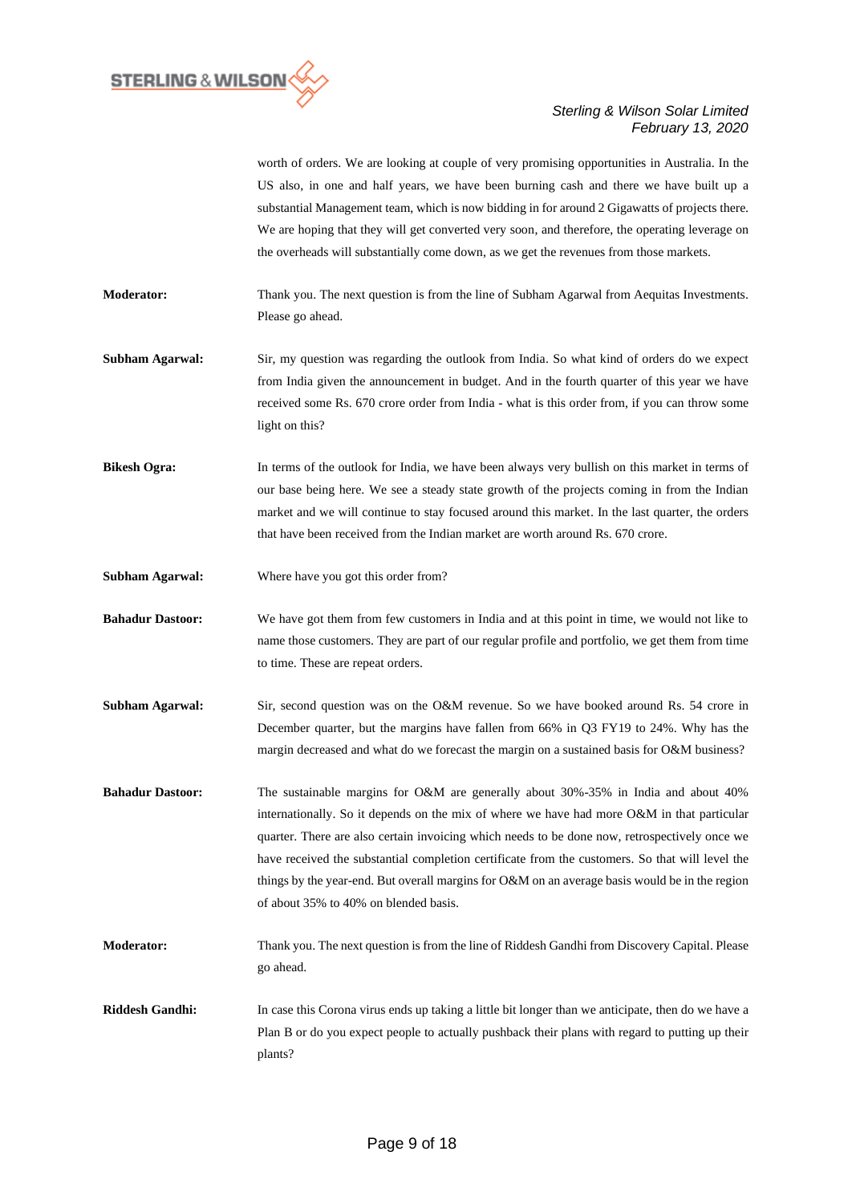worth of orders. We are looking at couple of very promising opportunities in Australia. In the US also, in one and half years, we have been burning cash and there we have built up a substantial Management team, which is now bidding in for around 2 Gigawatts of projects there. We are hoping that they will get converted very soon, and therefore, the operating leverage on the overheads will substantially come down, as we get the revenues from those markets.

**Moderator:** Thank you. The next question is from the line of Subham Agarwal from Aequitas Investments. Please go ahead.

**Subham Agarwal:** Sir, my question was regarding the outlook from India. So what kind of orders do we expect from India given the announcement in budget. And in the fourth quarter of this year we have received some Rs. 670 crore order from India - what is this order from, if you can throw some light on this?

**Bikesh Ogra:** In terms of the outlook for India, we have been always very bullish on this market in terms of our base being here. We see a steady state growth of the projects coming in from the Indian market and we will continue to stay focused around this market. In the last quarter, the orders that have been received from the Indian market are worth around Rs. 670 crore.

**Subham Agarwal:** Where have you got this order from?

**Bahadur Dastoor:** We have got them from few customers in India and at this point in time, we would not like to name those customers. They are part of our regular profile and portfolio, we get them from time to time. These are repeat orders.

**Subham Agarwal:** Sir, second question was on the O&M revenue. So we have booked around Rs. 54 crore in December quarter, but the margins have fallen from 66% in Q3 FY19 to 24%. Why has the margin decreased and what do we forecast the margin on a sustained basis for O&M business?

**Bahadur Dastoor:** The sustainable margins for O&M are generally about 30%-35% in India and about 40% internationally. So it depends on the mix of where we have had more O&M in that particular quarter. There are also certain invoicing which needs to be done now, retrospectively once we have received the substantial completion certificate from the customers. So that will level the things by the year-end. But overall margins for O&M on an average basis would be in the region of about 35% to 40% on blended basis.

**Moderator:** Thank you. The next question is from the line of Riddesh Gandhi from Discovery Capital. Please go ahead.

**Riddesh Gandhi:** In case this Corona virus ends up taking a little bit longer than we anticipate, then do we have a Plan B or do you expect people to actually pushback their plans with regard to putting up their plants?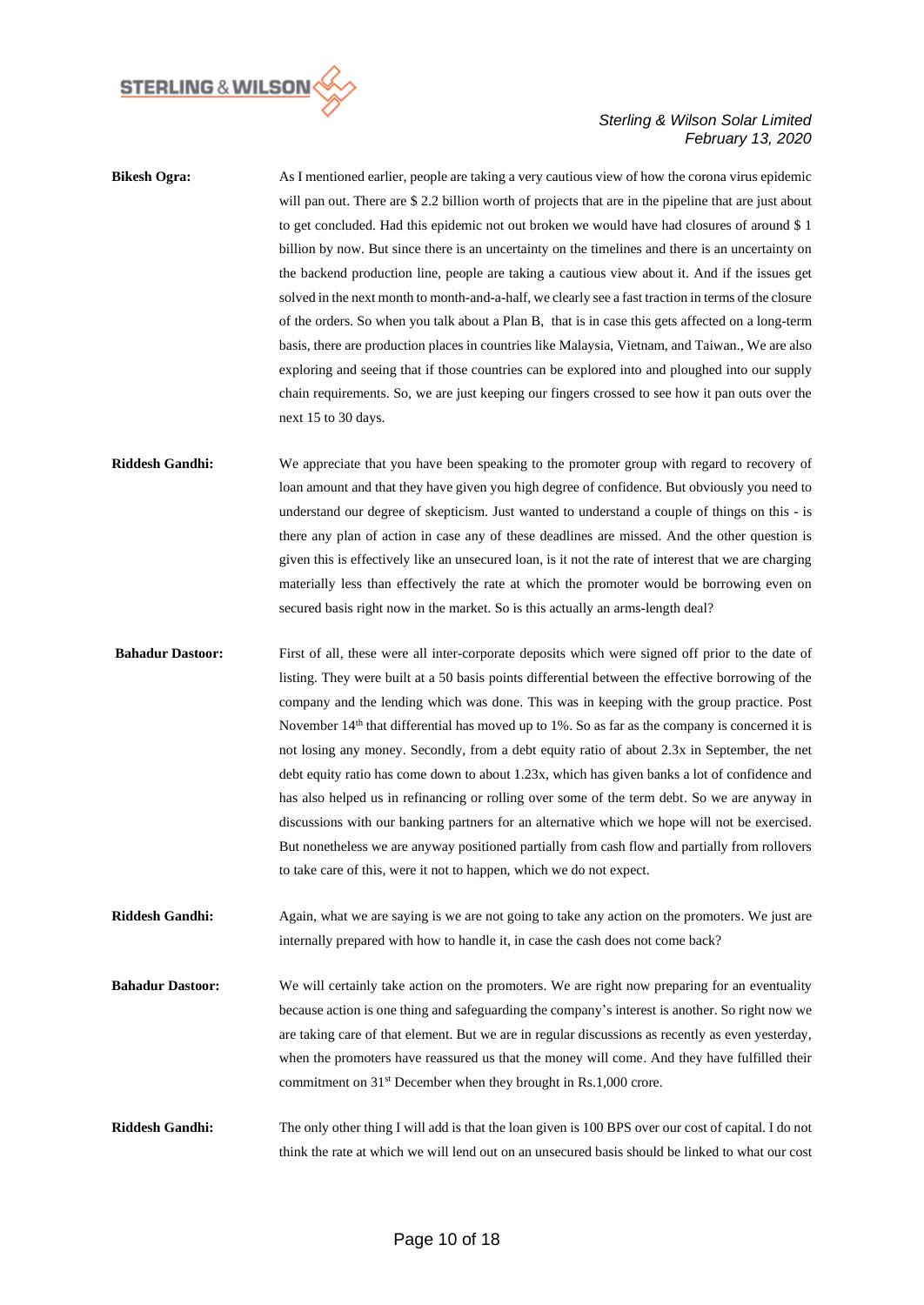**Bikesh Ogra:** As I mentioned earlier, people are taking a very cautious view of how the corona virus epidemic will pan out. There are $ 2.2 billion worth of projects that are in the pipeline that are just about to get concluded. Had this epidemic not out broken we would have had closures of around $ 1 billion by now. But since there is an uncertainty on the timelines and there is an uncertainty on the backend production line, people are taking a cautious view about it. And if the issues get solved in the next month to month-and-a-half, we clearly see a fast traction in terms of the closure of the orders. So when you talk about a Plan B, that is in case this gets affected on a long-term basis, there are production places in countries like Malaysia, Vietnam, and Taiwan., We are also exploring and seeing that if those countries can be explored into and ploughed into our supply chain requirements. So, we are just keeping our fingers crossed to see how it pan outs over the next 15 to 30 days.

**Riddesh Gandhi:** We appreciate that you have been speaking to the promoter group with regard to recovery of loan amount and that they have given you high degree of confidence. But obviously you need to understand our degree of skepticism. Just wanted to understand a couple of things on this - is there any plan of action in case any of these deadlines are missed. And the other question is given this is effectively like an unsecured loan, is it not the rate of interest that we are charging materially less than effectively the rate at which the promoter would be borrowing even on secured basis right now in the market. So is this actually an arms-length deal?

**Bahadur Dastoor:** First of all, these were all inter-corporate deposits which were signed off prior to the date of listing. They were built at a 50 basis points differential between the effective borrowing of the company and the lending which was done. This was in keeping with the group practice. Post November 14th that differential has moved up to 1%. So as far as the company is concerned it is not losing any money. Secondly, from a debt equity ratio of about 2.3x in September, the net debt equity ratio has come down to about 1.23x, which has given banks a lot of confidence and has also helped us in refinancing or rolling over some of the term debt. So we are anyway in discussions with our banking partners for an alternative which we hope will not be exercised. But nonetheless we are anyway positioned partially from cash flow and partially from rollovers to take care of this, were it not to happen, which we do not expect.

**Riddesh Gandhi:** Again, what we are saying is we are not going to take any action on the promoters. We just are internally prepared with how to handle it, in case the cash does not come back?

**Bahadur Dastoor:** We will certainly take action on the promoters. We are right now preparing for an eventuality because action is one thing and safeguarding the company's interest is another. So right now we are taking care of that element. But we are in regular discussions as recently as even yesterday, when the promoters have reassured us that the money will come. And they have fulfilled their commitment on 31st December when they brought in Rs.1,000 crore.

**Riddesh Gandhi:** The only other thing I will add is that the loan given is 100 BPS over our cost of capital. I do not think the rate at which we will lend out on an unsecured basis should be linked to what our cost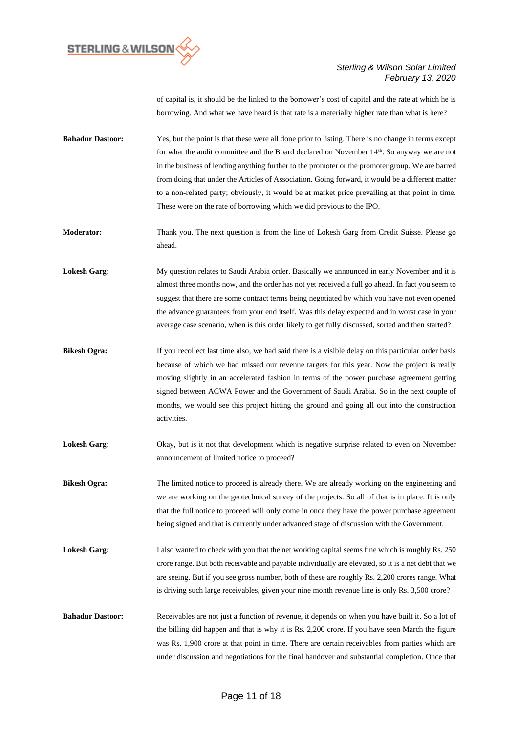of capital is, it should be the linked to the borrower's cost of capital and the rate at which he is borrowing. And what we have heard is that rate is a materially higher rate than what is here?

**Bahadur Dastoor:** Yes, but the point is that these were all done prior to listing. There is no change in terms except for what the audit committee and the Board declared on November 14th. So anyway we are not in the business of lending anything further to the promoter or the promoter group. We are barred from doing that under the Articles of Association. Going forward, it would be a different matter to a non-related party; obviously, it would be at market price prevailing at that point in time. These were on the rate of borrowing which we did previous to the IPO.

**Moderator:** Thank you. The next question is from the line of Lokesh Garg from Credit Suisse. Please go ahead.

**Lokesh Garg:** My question relates to Saudi Arabia order. Basically we announced in early November and it is almost three months now, and the order has not yet received a full go ahead. In fact you seem to suggest that there are some contract terms being negotiated by which you have not even opened the advance guarantees from your end itself. Was this delay expected and in worst case in your average case scenario, when is this order likely to get fully discussed, sorted and then started?

**Bikesh Ogra:** If you recollect last time also, we had said there is a visible delay on this particular order basis because of which we had missed our revenue targets for this year. Now the project is really moving slightly in an accelerated fashion in terms of the power purchase agreement getting signed between ACWA Power and the Government of Saudi Arabia. So in the next couple of months, we would see this project hitting the ground and going all out into the construction activities.

**Lokesh Garg:** Okay, but is it not that development which is negative surprise related to even on November announcement of limited notice to proceed?

**Bikesh Ogra:** The limited notice to proceed is already there. We are already working on the engineering and we are working on the geotechnical survey of the projects. So all of that is in place. It is only that the full notice to proceed will only come in once they have the power purchase agreement being signed and that is currently under advanced stage of discussion with the Government.

**Lokesh Garg:** I also wanted to check with you that the net working capital seems fine which is roughly Rs. 250 crore range. But both receivable and payable individually are elevated, so it is a net debt that we are seeing. But if you see gross number, both of these are roughly Rs. 2,200 crores range. What is driving such large receivables, given your nine month revenue line is only Rs. 3,500 crore?

**Bahadur Dastoor:** Receivables are not just a function of revenue, it depends on when you have built it. So a lot of the billing did happen and that is why it is Rs. 2,200 crore. If you have seen March the figure was Rs. 1,900 crore at that point in time. There are certain receivables from parties which are under discussion and negotiations for the final handover and substantial completion. Once that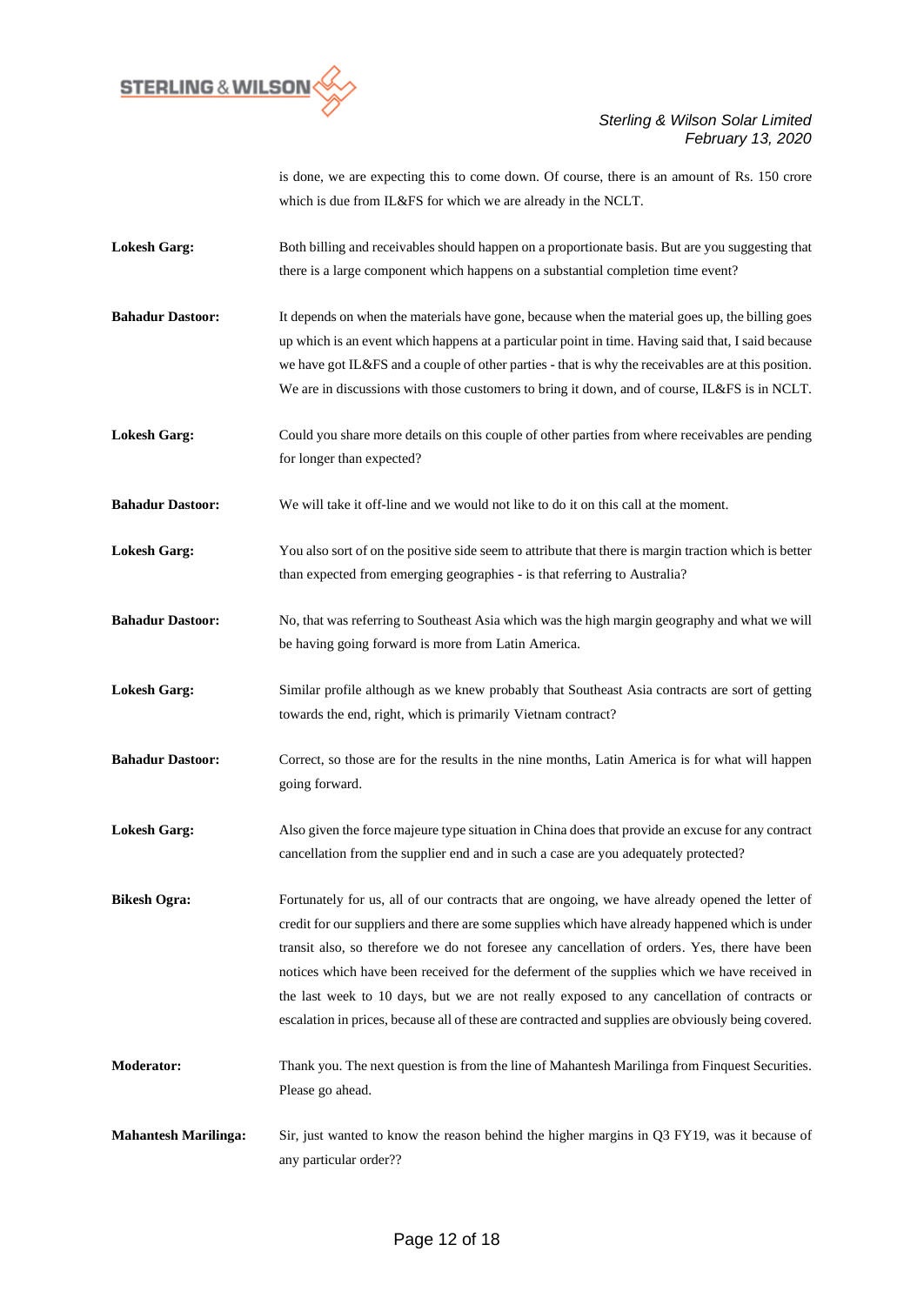is done, we are expecting this to come down. Of course, there is an amount of Rs. 150 crore which is due from IL&FS for which we are already in the NCLT.

**Lokesh Garg:** Both billing and receivables should happen on a proportionate basis. But are you suggesting that there is a large component which happens on a substantial completion time event?

**Bahadur Dastoor:** It depends on when the materials have gone, because when the material goes up, the billing goes up which is an event which happens at a particular point in time. Having said that, I said because we have got IL&FS and a couple of other parties - that is why the receivables are at this position. We are in discussions with those customers to bring it down, and of course, IL&FS is in NCLT.

**Lokesh Garg:** Could you share more details on this couple of other parties from where receivables are pending for longer than expected?

**Bahadur Dastoor:** We will take it off-line and we would not like to do it on this call at the moment.

**Lokesh Garg:** You also sort of on the positive side seem to attribute that there is margin traction which is better than expected from emerging geographies - is that referring to Australia?

**Bahadur Dastoor:** No, that was referring to Southeast Asia which was the high margin geography and what we will be having going forward is more from Latin America.

**Lokesh Garg:** Similar profile although as we knew probably that Southeast Asia contracts are sort of getting towards the end, right, which is primarily Vietnam contract?

**Bahadur Dastoor:** Correct, so those are for the results in the nine months, Latin America is for what will happen going forward.

**Lokesh Garg:** Also given the force majeure type situation in China does that provide an excuse for any contract cancellation from the supplier end and in such a case are you adequately protected?

**Bikesh Ogra:** Fortunately for us, all of our contracts that are ongoing, we have already opened the letter of credit for our suppliers and there are some supplies which have already happened which is under transit also, so therefore we do not foresee any cancellation of orders. Yes, there have been notices which have been received for the deferment of the supplies which we have received in the last week to 10 days, but we are not really exposed to any cancellation of contracts or escalation in prices, because all of these are contracted and supplies are obviously being covered.

**Moderator:** Thank you. The next question is from the line of Mahantesh Marilinga from Finquest Securities. Please go ahead.

**Mahantesh Marilinga:** Sir, just wanted to know the reason behind the higher margins in Q3 FY19, was it because of any particular order??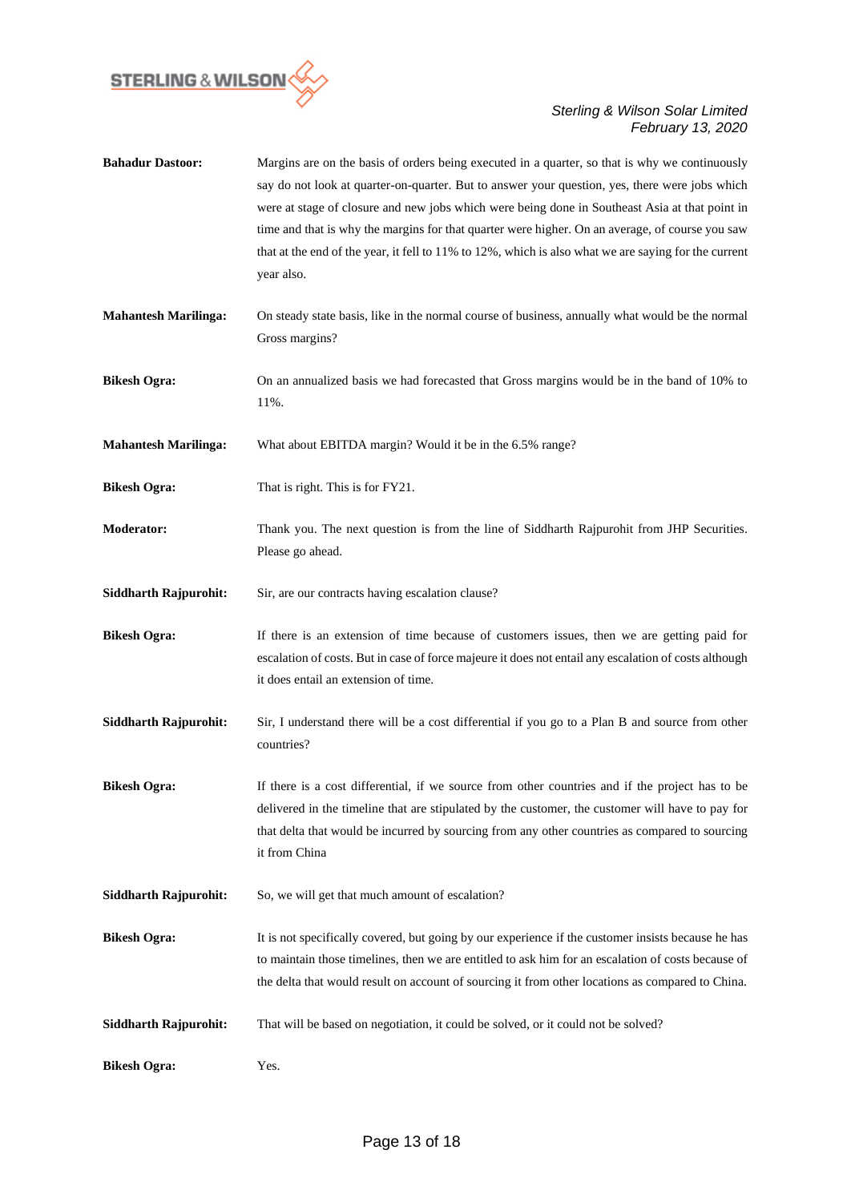**Bahadur Dastoor:** Margins are on the basis of orders being executed in a quarter, so that is why we continuously say do not look at quarter-on-quarter. But to answer your question, yes, there were jobs which were at stage of closure and new jobs which were being done in Southeast Asia at that point in time and that is why the margins for that quarter were higher. On an average, of course you saw that at the end of the year, it fell to 11% to 12%, which is also what we are saying for the current year also.

**Mahantesh Marilinga:** On steady state basis, like in the normal course of business, annually what would be the normal Gross margins?

**Bikesh Ogra:** On an annualized basis we had forecasted that Gross margins would be in the band of 10% to 11%.

**Mahantesh Marilinga:** What about EBITDA margin? Would it be in the 6.5% range?

**Bikesh Ogra:** That is right. This is for FY21.

**Moderator:** Thank you. The next question is from the line of Siddharth Rajpurohit from JHP Securities. Please go ahead.

**Siddharth Rajpurohit:** Sir, are our contracts having escalation clause?

**Bikesh Ogra:** If there is an extension of time because of customers issues, then we are getting paid for escalation of costs. But in case of force majeure it does not entail any escalation of costs although it does entail an extension of time.

**Siddharth Rajpurohit:** Sir, I understand there will be a cost differential if you go to a Plan B and source from other countries?

**Bikesh Ogra:** If there is a cost differential, if we source from other countries and if the project has to be delivered in the timeline that are stipulated by the customer, the customer will have to pay for that delta that would be incurred by sourcing from any other countries as compared to sourcing it from China

**Siddharth Rajpurohit:** So, we will get that much amount of escalation?

**Bikesh Ogra:** It is not specifically covered, but going by our experience if the customer insists because he has to maintain those timelines, then we are entitled to ask him for an escalation of costs because of the delta that would result on account of sourcing it from other locations as compared to China.

**Siddharth Rajpurohit:** That will be based on negotiation, it could be solved, or it could not be solved?

**Bikesh Ogra:** Yes.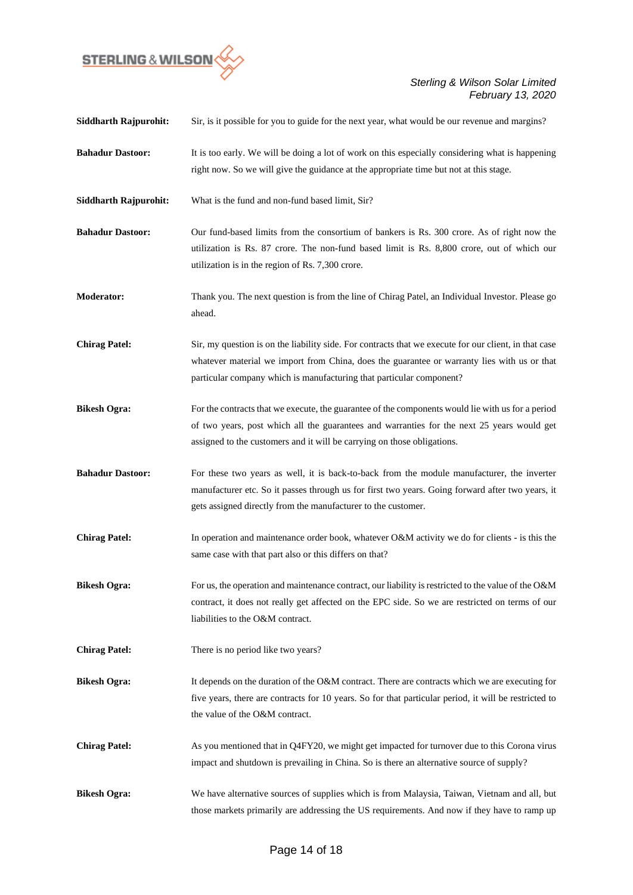**Siddharth Rajpurohit:** Sir, is it possible for you to guide for the next year, what would be our revenue and margins?

**Bahadur Dastoor:** It is too early. We will be doing a lot of work on this especially considering what is happening right now. So we will give the guidance at the appropriate time but not at this stage.

**Siddharth Rajpurohit:** What is the fund and non-fund based limit, Sir?

**Bahadur Dastoor:** Our fund-based limits from the consortium of bankers is Rs. 300 crore. As of right now the utilization is Rs. 87 crore. The non-fund based limit is Rs. 8,800 crore, out of which our utilization is in the region of Rs. 7,300 crore.

**Moderator:** Thank you. The next question is from the line of Chirag Patel, an Individual Investor. Please go ahead.

**Chirag Patel:** Sir, my question is on the liability side. For contracts that we execute for our client, in that case whatever material we import from China, does the guarantee or warranty lies with us or that particular company which is manufacturing that particular component?

**Bikesh Ogra:** For the contracts that we execute, the guarantee of the components would lie with us for a period of two years, post which all the guarantees and warranties for the next 25 years would get assigned to the customers and it will be carrying on those obligations.

**Bahadur Dastoor:** For these two years as well, it is back-to-back from the module manufacturer, the inverter manufacturer etc. So it passes through us for first two years. Going forward after two years, it gets assigned directly from the manufacturer to the customer.

**Chirag Patel:** In operation and maintenance order book, whatever O&M activity we do for clients - is this the same case with that part also or this differs on that?

**Bikesh Ogra:** For us, the operation and maintenance contract, our liability is restricted to the value of the O&M contract, it does not really get affected on the EPC side. So we are restricted on terms of our liabilities to the O&M contract.

**Chirag Patel:** There is no period like two years?

**Bikesh Ogra:** It depends on the duration of the O&M contract. There are contracts which we are executing for five years, there are contracts for 10 years. So for that particular period, it will be restricted to the value of the O&M contract.

**Chirag Patel:** As you mentioned that in Q4FY20, we might get impacted for turnover due to this Corona virus impact and shutdown is prevailing in China. So is there an alternative source of supply?

**Bikesh Ogra:** We have alternative sources of supplies which is from Malaysia, Taiwan, Vietnam and all, but those markets primarily are addressing the US requirements. And now if they have to ramp up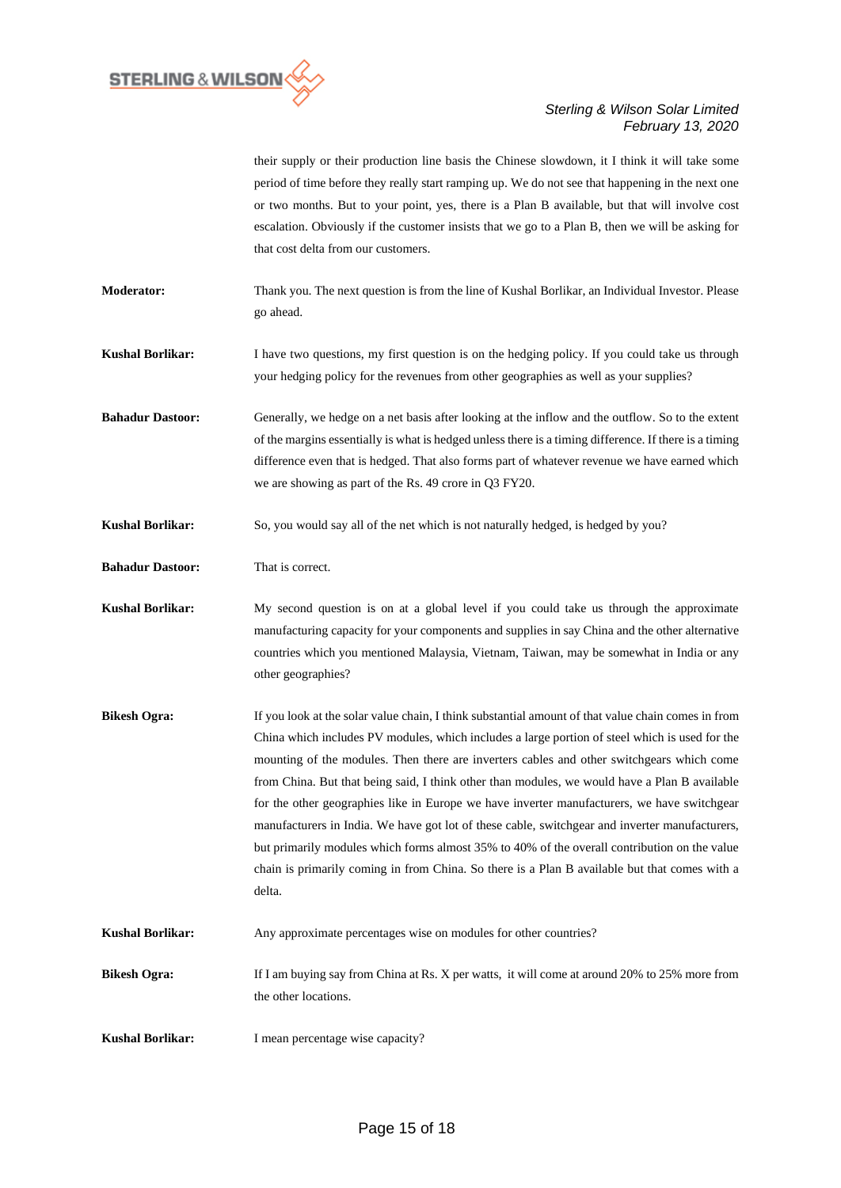their supply or their production line basis the Chinese slowdown, it I think it will take some period of time before they really start ramping up. We do not see that happening in the next one or two months. But to your point, yes, there is a Plan B available, but that will involve cost escalation. Obviously if the customer insists that we go to a Plan B, then we will be asking for that cost delta from our customers.

**Moderator:** Thank you. The next question is from the line of Kushal Borlikar, an Individual Investor. Please go ahead.

**Kushal Borlikar:** I have two questions, my first question is on the hedging policy. If you could take us through your hedging policy for the revenues from other geographies as well as your supplies?

**Bahadur Dastoor:** Generally, we hedge on a net basis after looking at the inflow and the outflow. So to the extent of the margins essentially is what is hedged unless there is a timing difference. If there is a timing difference even that is hedged. That also forms part of whatever revenue we have earned which we are showing as part of the Rs. 49 crore in Q3 FY20.

**Kushal Borlikar:** So, you would say all of the net which is not naturally hedged, is hedged by you?

**Bahadur Dastoor:** That is correct.

**Kushal Borlikar:** My second question is on at a global level if you could take us through the approximate manufacturing capacity for your components and supplies in say China and the other alternative countries which you mentioned Malaysia, Vietnam, Taiwan, may be somewhat in India or any other geographies?

**Bikesh Ogra:** If you look at the solar value chain, I think substantial amount of that value chain comes in from China which includes PV modules, which includes a large portion of steel which is used for the mounting of the modules. Then there are inverters cables and other switchgears which come from China. But that being said, I think other than modules, we would have a Plan B available for the other geographies like in Europe we have inverter manufacturers, we have switchgear manufacturers in India. We have got lot of these cable, switchgear and inverter manufacturers, but primarily modules which forms almost 35% to 40% of the overall contribution on the value chain is primarily coming in from China. So there is a Plan B available but that comes with a delta.

**Kushal Borlikar:** Any approximate percentages wise on modules for other countries?

**Bikesh Ogra:** If I am buying say from China at Rs. X per watts, it will come at around 20% to 25% more from the other locations.

**Kushal Borlikar:** I mean percentage wise capacity?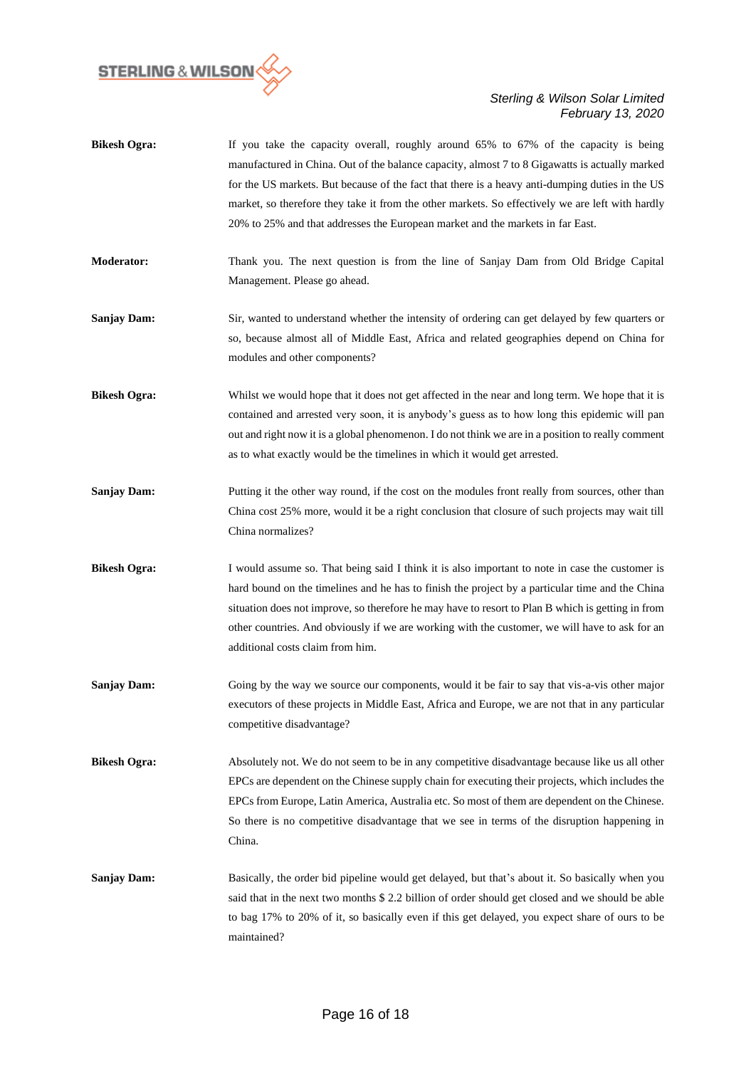**Bikesh Ogra:** If you take the capacity overall, roughly around 65% to 67% of the capacity is being manufactured in China. Out of the balance capacity, almost 7 to 8 Gigawatts is actually marked for the US markets. But because of the fact that there is a heavy anti-dumping duties in the US market, so therefore they take it from the other markets. So effectively we are left with hardly 20% to 25% and that addresses the European market and the markets in far East.

**Moderator:** Thank you. The next question is from the line of Sanjay Dam from Old Bridge Capital Management. Please go ahead.

**Sanjay Dam:** Sir, wanted to understand whether the intensity of ordering can get delayed by few quarters or so, because almost all of Middle East, Africa and related geographies depend on China for modules and other components?

**Bikesh Ogra:** Whilst we would hope that it does not get affected in the near and long term. We hope that it is contained and arrested very soon, it is anybody's guess as to how long this epidemic will pan out and right now it is a global phenomenon. I do not think we are in a position to really comment as to what exactly would be the timelines in which it would get arrested.

**Sanjay Dam:** Putting it the other way round, if the cost on the modules front really from sources, other than China cost 25% more, would it be a right conclusion that closure of such projects may wait till China normalizes?

**Bikesh Ogra:** I would assume so. That being said I think it is also important to note in case the customer is hard bound on the timelines and he has to finish the project by a particular time and the China situation does not improve, so therefore he may have to resort to Plan B which is getting in from other countries. And obviously if we are working with the customer, we will have to ask for an additional costs claim from him.

**Sanjay Dam:** Going by the way we source our components, would it be fair to say that vis-a-vis other major executors of these projects in Middle East, Africa and Europe, we are not that in any particular competitive disadvantage?

**Bikesh Ogra:** Absolutely not. We do not seem to be in any competitive disadvantage because like us all other EPCs are dependent on the Chinese supply chain for executing their projects, which includes the EPCs from Europe, Latin America, Australia etc. So most of them are dependent on the Chinese. So there is no competitive disadvantage that we see in terms of the disruption happening in China.

**Sanjay Dam:** Basically, the order bid pipeline would get delayed, but that's about it. So basically when you said that in the next two months $ 2.2 billion of order should get closed and we should be able to bag 17% to 20% of it, so basically even if this get delayed, you expect share of ours to be maintained?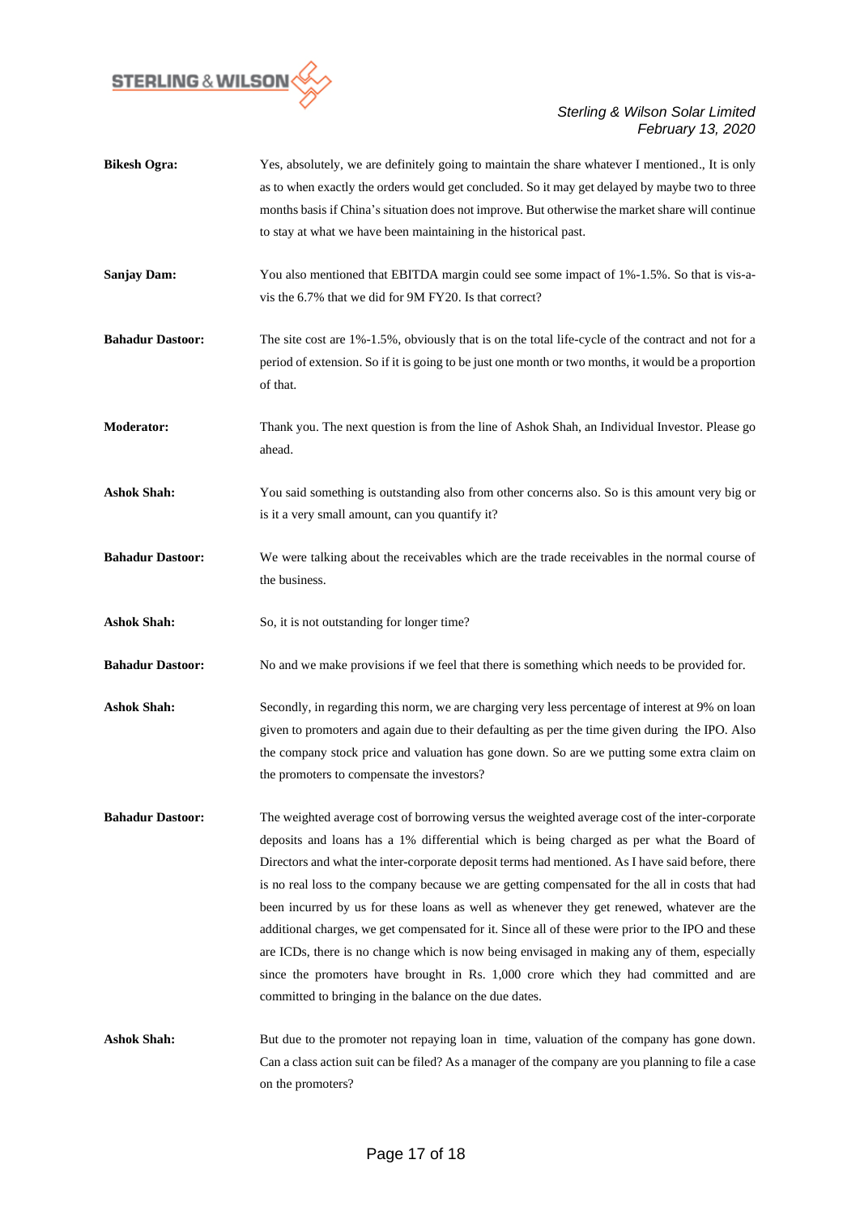**Bikesh Ogra:** Yes, absolutely, we are definitely going to maintain the share whatever I mentioned., It is only as to when exactly the orders would get concluded. So it may get delayed by maybe two to three months basis if China's situation does not improve. But otherwise the market share will continue to stay at what we have been maintaining in the historical past.

**Sanjay Dam:** You also mentioned that EBITDA margin could see some impact of 1%-1.5%. So that is vis-a-vis the 6.7% that we did for 9M FY20. Is that correct?

**Bahadur Dastoor:** The site cost are 1%-1.5%, obviously that is on the total life-cycle of the contract and not for a period of extension. So if it is going to be just one month or two months, it would be a proportion of that.

**Moderator:** Thank you. The next question is from the line of Ashok Shah, an Individual Investor. Please go ahead.

**Ashok Shah:** You said something is outstanding also from other concerns also. So is this amount very big or is it a very small amount, can you quantify it?

**Bahadur Dastoor:** We were talking about the receivables which are the trade receivables in the normal course of the business.

**Ashok Shah:** So, it is not outstanding for longer time?

**Bahadur Dastoor:** No and we make provisions if we feel that there is something which needs to be provided for.

**Ashok Shah:** Secondly, in regarding this norm, we are charging very less percentage of interest at 9% on loan given to promoters and again due to their defaulting as per the time given during the IPO. Also the company stock price and valuation has gone down. So are we putting some extra claim on the promoters to compensate the investors?

**Bahadur Dastoor:** The weighted average cost of borrowing versus the weighted average cost of the inter-corporate deposits and loans has a 1% differential which is being charged as per what the Board of Directors and what the inter-corporate deposit terms had mentioned. As I have said before, there is no real loss to the company because we are getting compensated for the all in costs that had been incurred by us for these loans as well as whenever they get renewed, whatever are the additional charges, we get compensated for it. Since all of these were prior to the IPO and these are ICDs, there is no change which is now being envisaged in making any of them, especially since the promoters have brought in Rs. 1,000 crore which they had committed and are committed to bringing in the balance on the due dates.

**Ashok Shah:** But due to the promoter not repaying loan in time, valuation of the company has gone down. Can a class action suit can be filed? As a manager of the company are you planning to file a case on the promoters?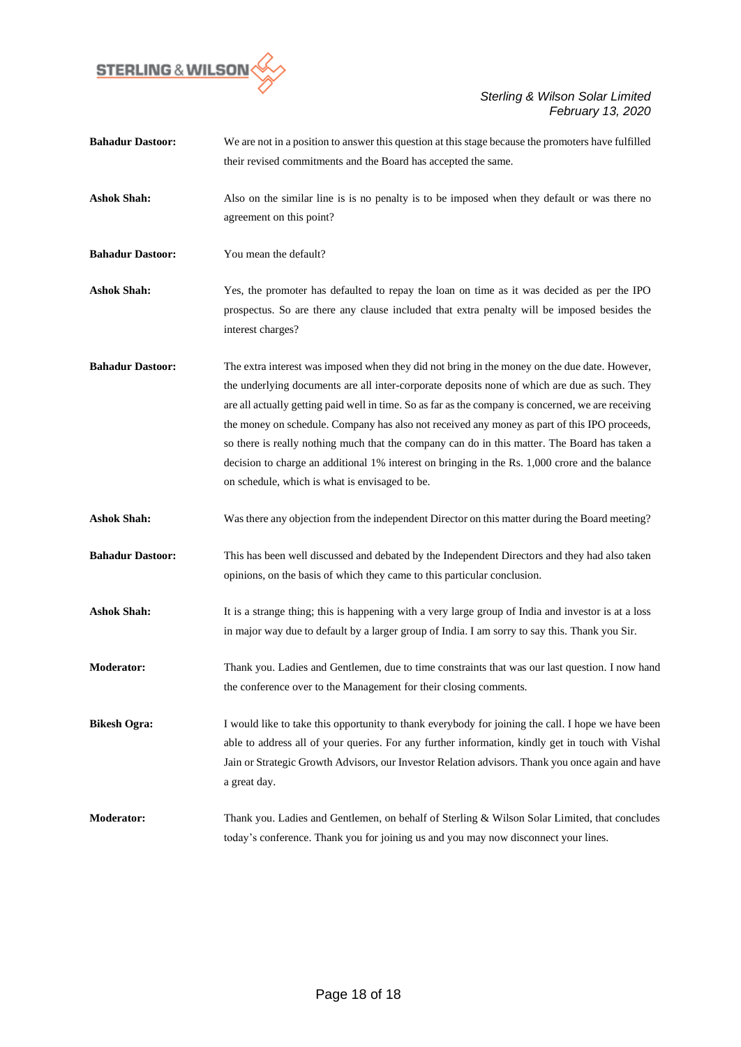**Bahadur Dastoor:** We are not in a position to answer this question at this stage because the promoters have fulfilled their revised commitments and the Board has accepted the same.

**Ashok Shah:** Also on the similar line is is no penalty is to be imposed when they default or was there no agreement on this point?

**Bahadur Dastoor:** You mean the default?

**Ashok Shah:** Yes, the promoter has defaulted to repay the loan on time as it was decided as per the IPO prospectus. So are there any clause included that extra penalty will be imposed besides the interest charges?

**Bahadur Dastoor:** The extra interest was imposed when they did not bring in the money on the due date. However, the underlying documents are all inter-corporate deposits none of which are due as such. They are all actually getting paid well in time. So as far as the company is concerned, we are receiving the money on schedule. Company has also not received any money as part of this IPO proceeds, so there is really nothing much that the company can do in this matter. The Board has taken a decision to charge an additional 1% interest on bringing in the Rs. 1,000 crore and the balance on schedule, which is what is envisaged to be.

**Ashok Shah:** Was there any objection from the independent Director on this matter during the Board meeting?

**Bahadur Dastoor:** This has been well discussed and debated by the Independent Directors and they had also taken opinions, on the basis of which they came to this particular conclusion.

**Ashok Shah:** It is a strange thing; this is happening with a very large group of India and investor is at a loss in major way due to default by a larger group of India. I am sorry to say this. Thank you Sir.

**Moderator:** Thank you. Ladies and Gentlemen, due to time constraints that was our last question. I now hand the conference over to the Management for their closing comments.

**Bikesh Ogra:** I would like to take this opportunity to thank everybody for joining the call. I hope we have been able to address all of your queries. For any further information, kindly get in touch with Vishal Jain or Strategic Growth Advisors, our Investor Relation advisors. Thank you once again and have a great day.

**Moderator:** Thank you. Ladies and Gentlemen, on behalf of Sterling & Wilson Solar Limited, that concludes today's conference. Thank you for joining us and you may now disconnect your lines.